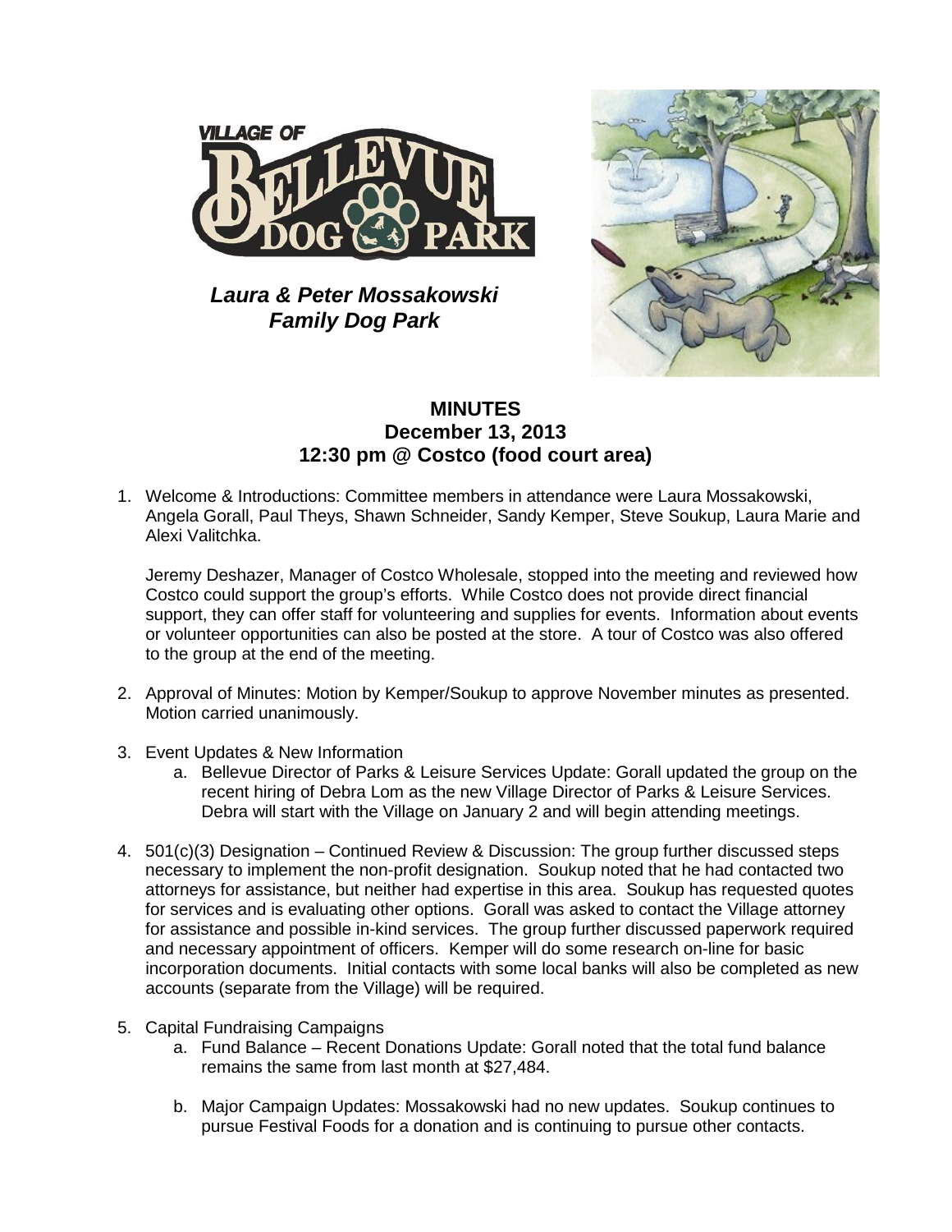***Laura & Peter Mossakowski Family Dog Park***

# MINUTES
## December 13, 2013
## 12:30 pm @ Costco (food court area)

1. Welcome & Introductions: Committee members in attendance were Laura Mossakowski, Angela Gorall, Paul Theys, Shawn Schneider, Sandy Kemper, Steve Soukup, Laura Marie and Alexi Valitchka.

   Jeremy Deshazer, Manager of Costco Wholesale, stopped into the meeting and reviewed how Costco could support the group's efforts. While Costco does not provide direct financial support, they can offer staff for volunteering and supplies for events. Information about events or volunteer opportunities can also be posted at the store. A tour of Costco was also offered to the group at the end of the meeting.

2. Approval of Minutes: Motion by Kemper/Soukup to approve November minutes as presented. Motion carried unanimously.

3. Event Updates & New Information
   a. Bellevue Director of Parks & Leisure Services Update: Gorall updated the group on the recent hiring of Debra Lom as the new Village Director of Parks & Leisure Services. Debra will start with the Village on January 2 and will begin attending meetings.

4. 501(c)(3) Designation – Continued Review & Discussion: The group further discussed steps necessary to implement the non-profit designation. Soukup noted that he had contacted two attorneys for assistance, but neither had expertise in this area. Soukup has requested quotes for services and is evaluating other options. Gorall was asked to contact the Village attorney for assistance and possible in-kind services. The group further discussed paperwork required and necessary appointment of officers. Kemper will do some research on-line for basic incorporation documents. Initial contacts with some local banks will also be completed as new accounts (separate from the Village) will be required.

5. Capital Fundraising Campaigns
   a. Fund Balance – Recent Donations Update: Gorall noted that the total fund balance remains the same from last month at $27,484.

   b. Major Campaign Updates: Mossakowski had no new updates. Soukup continues to pursue Festival Foods for a donation and is continuing to pursue other contacts.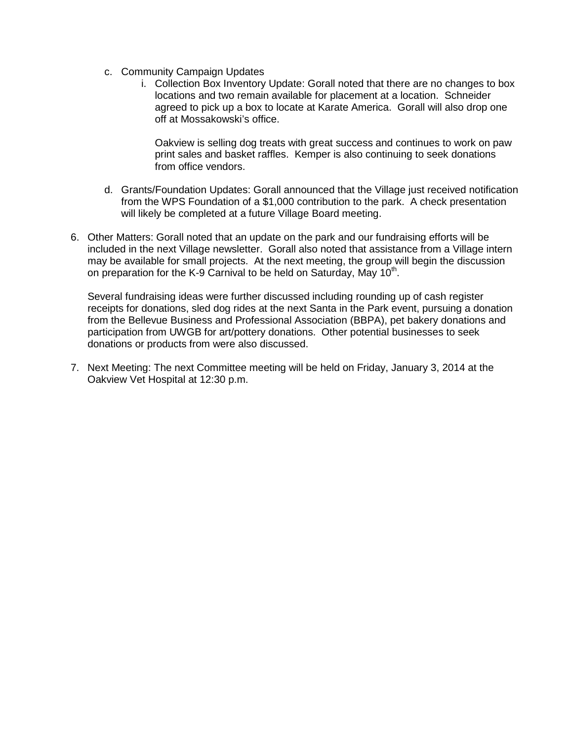c. Community Campaign Updates

   i. Collection Box Inventory Update: Gorall noted that there are no changes to box locations and two remain available for placement at a location. Schneider agreed to pick up a box to locate at Karate America. Gorall will also drop one off at Mossakowski's office.

      Oakview is selling dog treats with great success and continues to work on paw print sales and basket raffles. Kemper is also continuing to seek donations from office vendors.

d. Grants/Foundation Updates: Gorall announced that the Village just received notification from the WPS Foundation of a $1,000 contribution to the park. A check presentation will likely be completed at a future Village Board meeting.

6. Other Matters: Gorall noted that an update on the park and our fundraising efforts will be included in the next Village newsletter. Gorall also noted that assistance from a Village intern may be available for small projects. At the next meeting, the group will begin the discussion on preparation for the K-9 Carnival to be held on Saturday, May 10th.

   Several fundraising ideas were further discussed including rounding up of cash register receipts for donations, sled dog rides at the next Santa in the Park event, pursuing a donation from the Bellevue Business and Professional Association (BBPA), pet bakery donations and participation from UWGB for art/pottery donations. Other potential businesses to seek donations or products from were also discussed.

7. Next Meeting: The next Committee meeting will be held on Friday, January 3, 2014 at the Oakview Vet Hospital at 12:30 p.m.